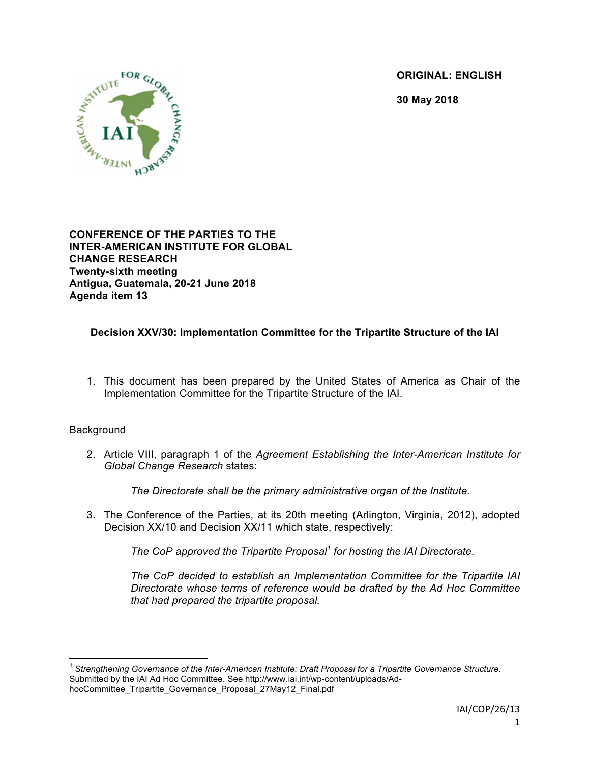**ORIGINAL: ENGLISH**

**30 May 2018**

**CONFERENCE OF THE PARTIES TO THE INTER-AMERICAN INSTITUTE FOR GLOBAL CHANGE RESEARCH**
**Twenty-sixth meeting**
**Antigua, Guatemala, 20-21 June 2018**
**Agenda item 13**

## Decision XXV/30: Implementation Committee for the Tripartite Structure of the IAI

1. This document has been prepared by the United States of America as Chair of the Implementation Committee for the Tripartite Structure of the IAI.

Background

2. Article VIII, paragraph 1 of the *Agreement Establishing the Inter-American Institute for Global Change Research* states:

   *The Directorate shall be the primary administrative organ of the Institute.*

3. The Conference of the Parties, at its 20th meeting (Arlington, Virginia, 2012), adopted Decision XX/10 and Decision XX/11 which state, respectively:

   *The CoP approved the Tripartite Proposal*[1] *for hosting the IAI Directorate*.

   *The CoP decided to establish an Implementation Committee for the Tripartite IAI Directorate whose terms of reference would be drafted by the Ad Hoc Committee that had prepared the tripartite proposal.*

---

[1] *Strengthening Governance of the Inter-American Institute: Draft Proposal for a Tripartite Governance Structure*. Submitted by the IAI Ad Hoc Committee. See http://www.iai.int/wp-content/uploads/Ad-hocCommittee_Tripartite_Governance_Proposal_27May12_Final.pdf

IAI/COP/26/13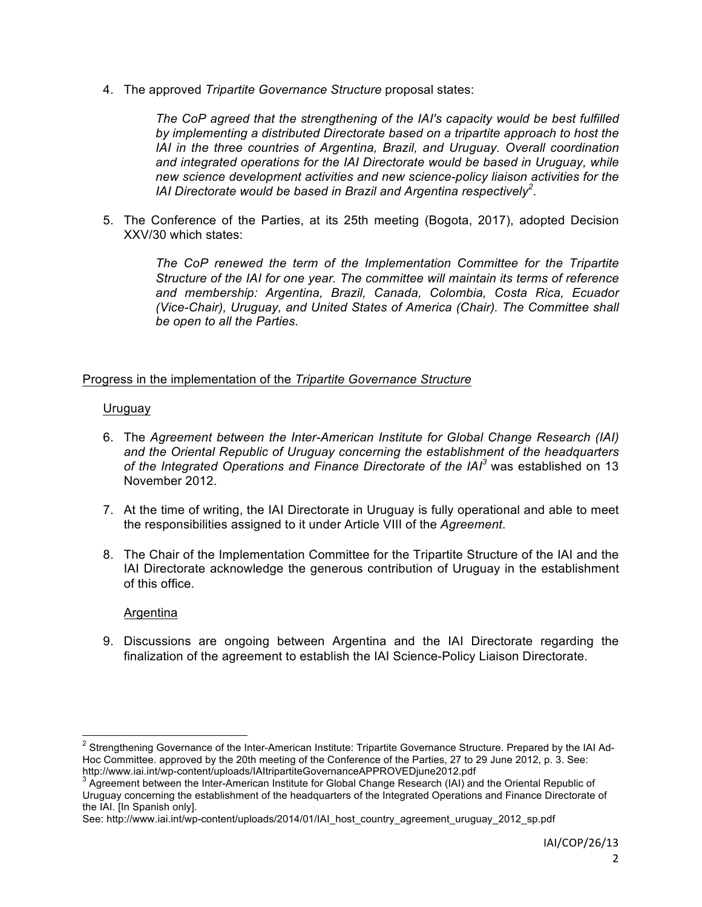4. The approved *Tripartite Governance Structure* proposal states:

   *The CoP agreed that the strengthening of the IAI's capacity would be best fulfilled by implementing a distributed Directorate based on a tripartite approach to host the IAI in the three countries of Argentina, Brazil, and Uruguay. Overall coordination and integrated operations for the IAI Directorate would be based in Uruguay, while new science development activities and new science-policy liaison activities for the IAI Directorate would be based in Brazil and Argentina respectively*[2].

5. The Conference of the Parties, at its 25th meeting (Bogota, 2017), adopted Decision XXV/30 which states:

   *The CoP renewed the term of the Implementation Committee for the Tripartite Structure of the IAI for one year. The committee will maintain its terms of reference and membership: Argentina, Brazil, Canada, Colombia, Costa Rica, Ecuador (Vice-Chair), Uruguay, and United States of America (Chair). The Committee shall be open to all the Parties.*

## Progress in the implementation of the *Tripartite Governance Structure*

### Uruguay

6. The *Agreement between the Inter-American Institute for Global Change Research (IAI) and the Oriental Republic of Uruguay concerning the establishment of the headquarters of the Integrated Operations and Finance Directorate of the IAI*[3] was established on 13 November 2012.

7. At the time of writing, the IAI Directorate in Uruguay is fully operational and able to meet the responsibilities assigned to it under Article VIII of the *Agreement*.

8. The Chair of the Implementation Committee for the Tripartite Structure of the IAI and the IAI Directorate acknowledge the generous contribution of Uruguay in the establishment of this office.

### Argentina

9. Discussions are ongoing between Argentina and the IAI Directorate regarding the finalization of the agreement to establish the IAI Science-Policy Liaison Directorate.

---

[2] Strengthening Governance of the Inter-American Institute: Tripartite Governance Structure. Prepared by the IAI Ad-Hoc Committee. approved by the 20th meeting of the Conference of the Parties, 27 to 29 June 2012, p. 3. See: http://www.iai.int/wp-content/uploads/IAItripartiteGovernanceAPPROVEDjune2012.pdf

[3] Agreement between the Inter-American Institute for Global Change Research (IAI) and the Oriental Republic of Uruguay concerning the establishment of the headquarters of the Integrated Operations and Finance Directorate of the IAI. [In Spanish only].
See: http://www.iai.int/wp-content/uploads/2014/01/IAI_host_country_agreement_uruguay_2012_sp.pdf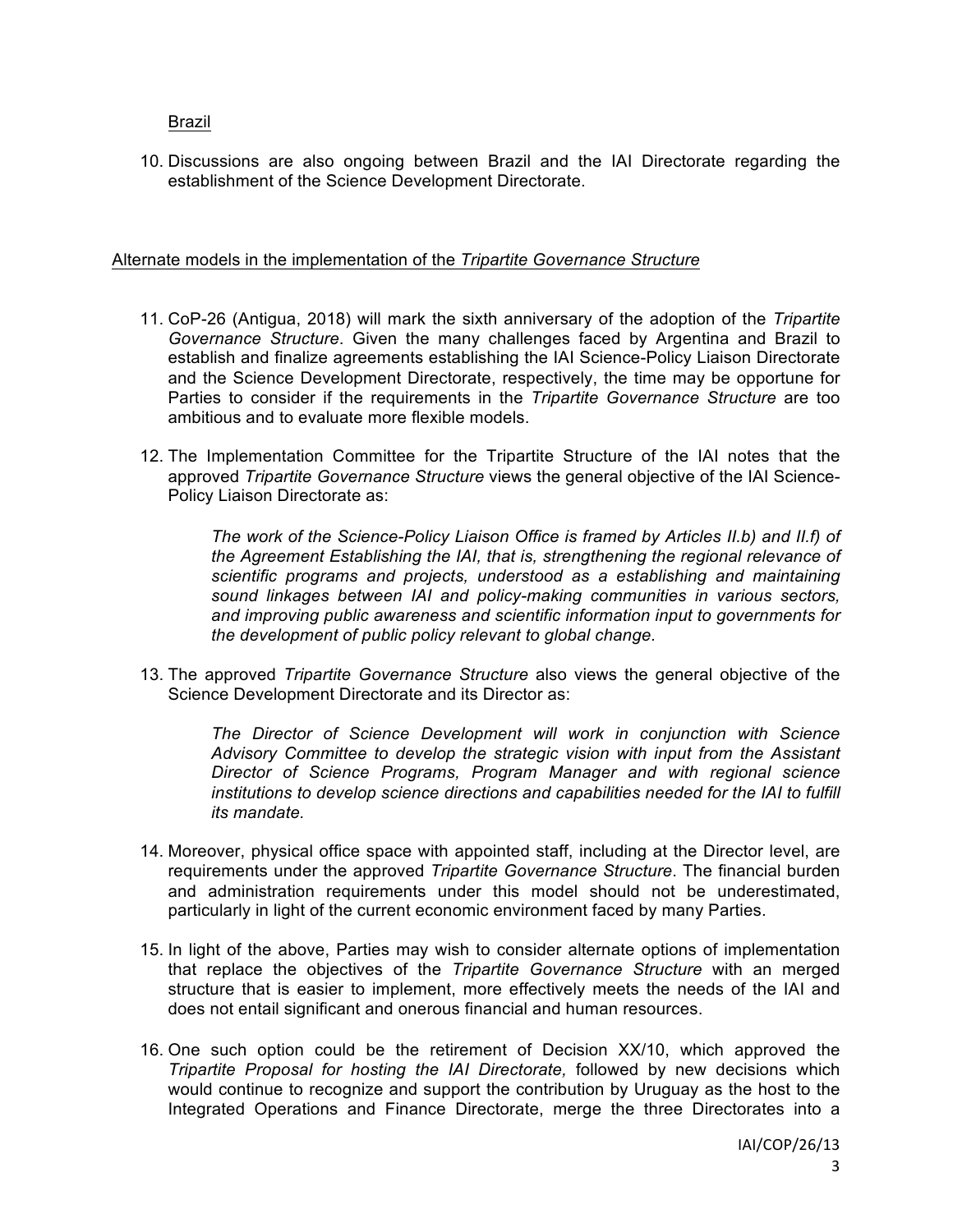Brazil

10. Discussions are also ongoing between Brazil and the IAI Directorate regarding the establishment of the Science Development Directorate.

Alternate models in the implementation of the *Tripartite Governance Structure*

11. CoP-26 (Antigua, 2018) will mark the sixth anniversary of the adoption of the *Tripartite Governance Structure*. Given the many challenges faced by Argentina and Brazil to establish and finalize agreements establishing the IAI Science-Policy Liaison Directorate and the Science Development Directorate, respectively, the time may be opportune for Parties to consider if the requirements in the *Tripartite Governance Structure* are too ambitious and to evaluate more flexible models.

12. The Implementation Committee for the Tripartite Structure of the IAI notes that the approved *Tripartite Governance Structure* views the general objective of the IAI Science-Policy Liaison Directorate as:

    *The work of the Science-Policy Liaison Office is framed by Articles II.b) and II.f) of the Agreement Establishing the IAI, that is, strengthening the regional relevance of scientific programs and projects, understood as a establishing and maintaining sound linkages between IAI and policy-making communities in various sectors, and improving public awareness and scientific information input to governments for the development of public policy relevant to global change.*

13. The approved *Tripartite Governance Structure* also views the general objective of the Science Development Directorate and its Director as:

    *The Director of Science Development will work in conjunction with Science Advisory Committee to develop the strategic vision with input from the Assistant Director of Science Programs, Program Manager and with regional science institutions to develop science directions and capabilities needed for the IAI to fulfill its mandate.*

14. Moreover, physical office space with appointed staff, including at the Director level, are requirements under the approved *Tripartite Governance Structure*. The financial burden and administration requirements under this model should not be underestimated, particularly in light of the current economic environment faced by many Parties.

15. In light of the above, Parties may wish to consider alternate options of implementation that replace the objectives of the *Tripartite Governance Structure* with an merged structure that is easier to implement, more effectively meets the needs of the IAI and does not entail significant and onerous financial and human resources.

16. One such option could be the retirement of Decision XX/10, which approved the *Tripartite Proposal for hosting the IAI Directorate,* followed by new decisions which would continue to recognize and support the contribution by Uruguay as the host to the Integrated Operations and Finance Directorate, merge the three Directorates into a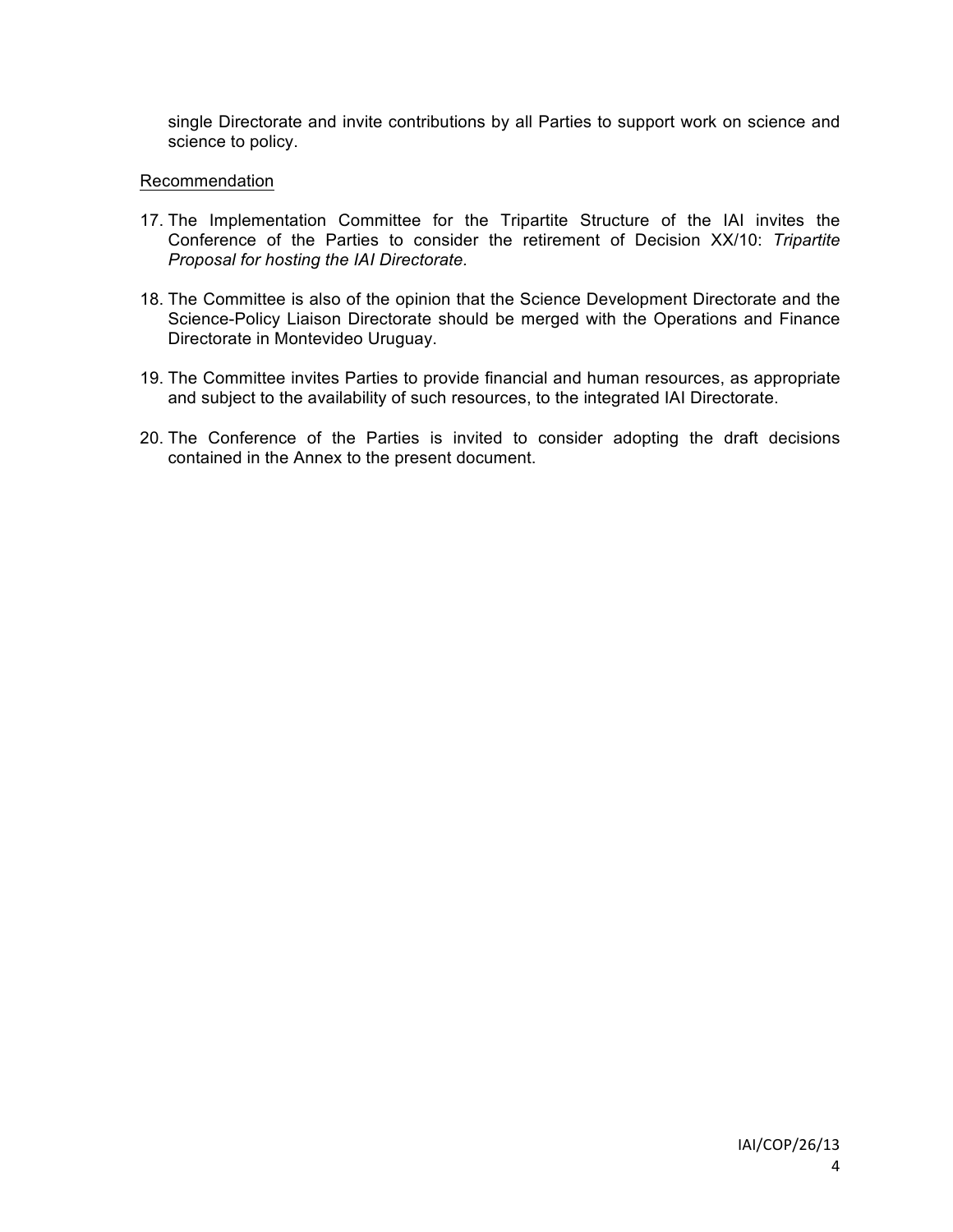single Directorate and invite contributions by all Parties to support work on science and science to policy.

<u>Recommendation</u>

17. The Implementation Committee for the Tripartite Structure of the IAI invites the Conference of the Parties to consider the retirement of Decision XX/10: *Tripartite Proposal for hosting the IAI Directorate.*

18. The Committee is also of the opinion that the Science Development Directorate and the Science-Policy Liaison Directorate should be merged with the Operations and Finance Directorate in Montevideo Uruguay.

19. The Committee invites Parties to provide financial and human resources, as appropriate and subject to the availability of such resources, to the integrated IAI Directorate.

20. The Conference of the Parties is invited to consider adopting the draft decisions contained in the Annex to the present document.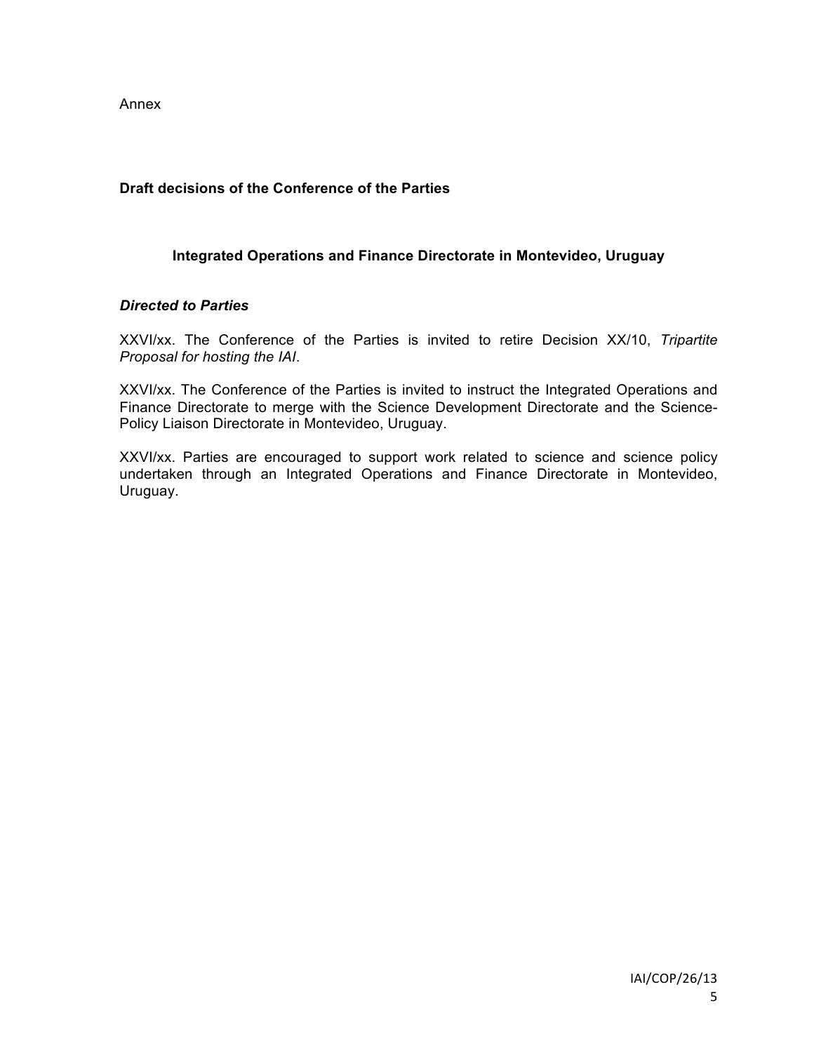Annex

## Draft decisions of the Conference of the Parties

### Integrated Operations and Finance Directorate in Montevideo, Uruguay

***Directed to Parties***

XXVI/xx. The Conference of the Parties is invited to retire Decision XX/10, *Tripartite Proposal for hosting the IAI*.

XXVI/xx. The Conference of the Parties is invited to instruct the Integrated Operations and Finance Directorate to merge with the Science Development Directorate and the Science-Policy Liaison Directorate in Montevideo, Uruguay.

XXVI/xx. Parties are encouraged to support work related to science and science policy undertaken through an Integrated Operations and Finance Directorate in Montevideo, Uruguay.